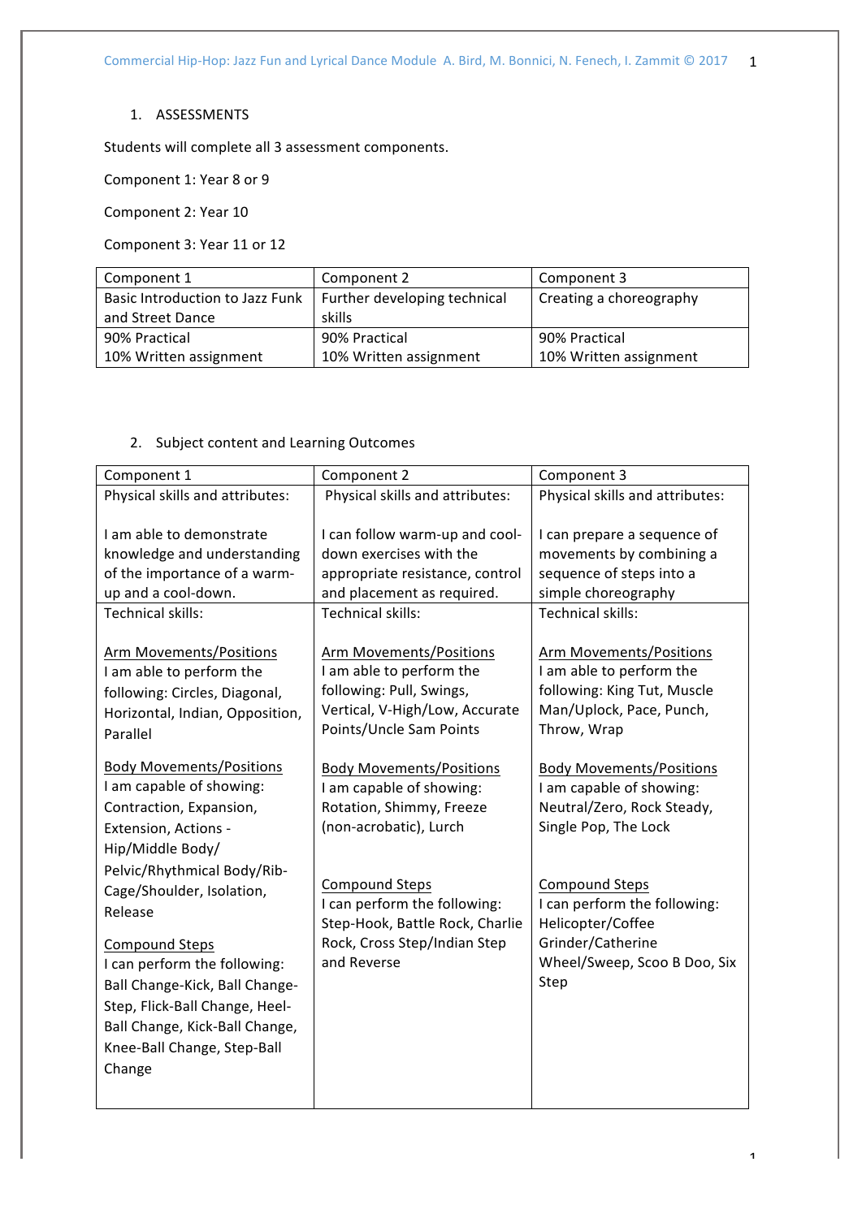1. ASSESSMENTS

Students will complete all 3 assessment components.

Component 1: Year 8 or 9

Component 2: Year 10

Component 3: Year 11 or 12

| Component 1 | Component 2 | Component 3 |
|---|---|---|
| Basic Introduction to Jazz Funk and Street Dance | Further developing technical skills | Creating a choreography |
| 90% Practical<br>10% Written assignment | 90% Practical<br>10% Written assignment | 90% Practical<br>10% Written assignment |

2. Subject content and Learning Outcomes

| Component 1 | Component 2 | Component 3 |
|---|---|---|
| Physical skills and attributes:<br><br>I am able to demonstrate knowledge and understanding of the importance of a warm-up and a cool-down. | Physical skills and attributes:<br><br>I can follow warm-up and cool-down exercises with the appropriate resistance, control and placement as required. | Physical skills and attributes:<br><br>I can prepare a sequence of movements by combining a sequence of steps into a simple choreography |
| Technical skills:<br><br><u>Arm Movements/Positions</u><br>I am able to perform the following: Circles, Diagonal, Horizontal, Indian, Opposition, Parallel<br><br><u>Body Movements/Positions</u><br>I am capable of showing: Contraction, Expansion, Extension, Actions - Hip/Middle Body/ Pelvic/Rhythmical Body/Rib-Cage/Shoulder, Isolation, Release<br><br><u>Compound Steps</u><br>I can perform the following: Ball Change-Kick, Ball Change-Step, Flick-Ball Change, Heel-Ball Change, Kick-Ball Change, Knee-Ball Change, Step-Ball Change | Technical skills:<br><br><u>Arm Movements/Positions</u><br>I am able to perform the following: Pull, Swings, Vertical, V-High/Low, Accurate Points/Uncle Sam Points<br><br><u>Body Movements/Positions</u><br>I am capable of showing: Rotation, Shimmy, Freeze (non-acrobatic), Lurch<br><br><u>Compound Steps</u><br>I can perform the following: Step-Hook, Battle Rock, Charlie Rock, Cross Step/Indian Step and Reverse | Technical skills:<br><br><u>Arm Movements/Positions</u><br>I am able to perform the following: King Tut, Muscle Man/Uplock, Pace, Punch, Throw, Wrap<br><br><u>Body Movements/Positions</u><br>I am capable of showing: Neutral/Zero, Rock Steady, Single Pop, The Lock<br><br><u>Compound Steps</u><br>I can perform the following: Helicopter/Coffee Grinder/Catherine Wheel/Sweep, Scoo B Doo, Six Step |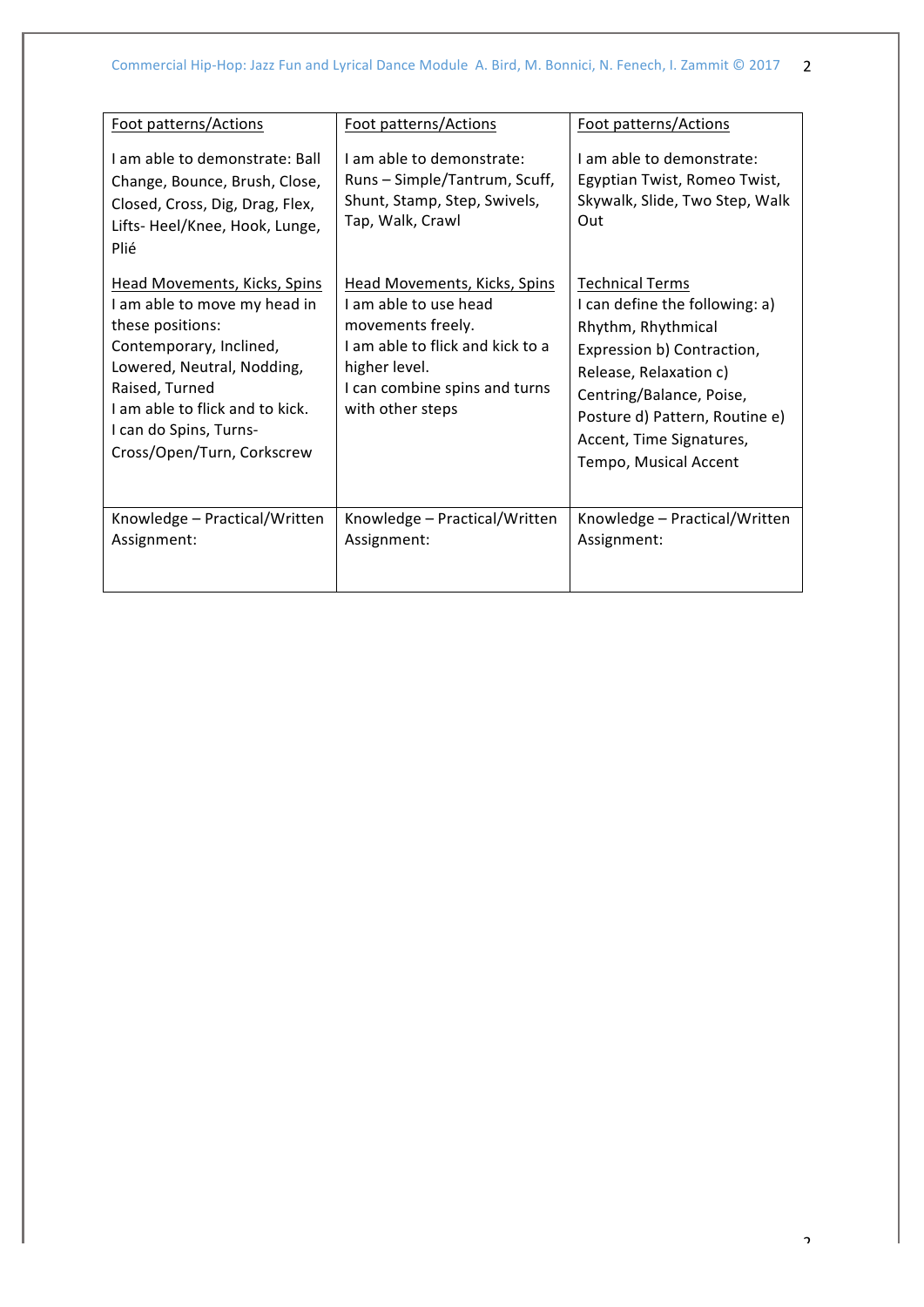| | | |
|---|---|---|
| <u>Foot patterns/Actions</u><br><br>I am able to demonstrate: Ball Change, Bounce, Brush, Close, Closed, Cross, Dig, Drag, Flex, Lifts- Heel/Knee, Hook, Lunge, Plié | <u>Foot patterns/Actions</u><br><br>I am able to demonstrate: Runs – Simple/Tantrum, Scuff, Shunt, Stamp, Step, Swivels, Tap, Walk, Crawl | <u>Foot patterns/Actions</u><br><br>I am able to demonstrate: Egyptian Twist, Romeo Twist, Skywalk, Slide, Two Step, Walk Out |
| <u>Head Movements, Kicks, Spins</u><br>I am able to move my head in these positions: Contemporary, Inclined, Lowered, Neutral, Nodding, Raised, Turned<br>I am able to flick and to kick.<br>I can do Spins, Turns- Cross/Open/Turn, Corkscrew | <u>Head Movements, Kicks, Spins</u><br>I am able to use head movements freely.<br>I am able to flick and kick to a higher level.<br>I can combine spins and turns with other steps | <u>Technical Terms</u><br>I can define the following: a) Rhythm, Rhythmical Expression b) Contraction, Release, Relaxation c) Centring/Balance, Poise, Posture d) Pattern, Routine e) Accent, Time Signatures, Tempo, Musical Accent |
| Knowledge – Practical/Written Assignment: | Knowledge – Practical/Written Assignment: | Knowledge – Practical/Written Assignment: |